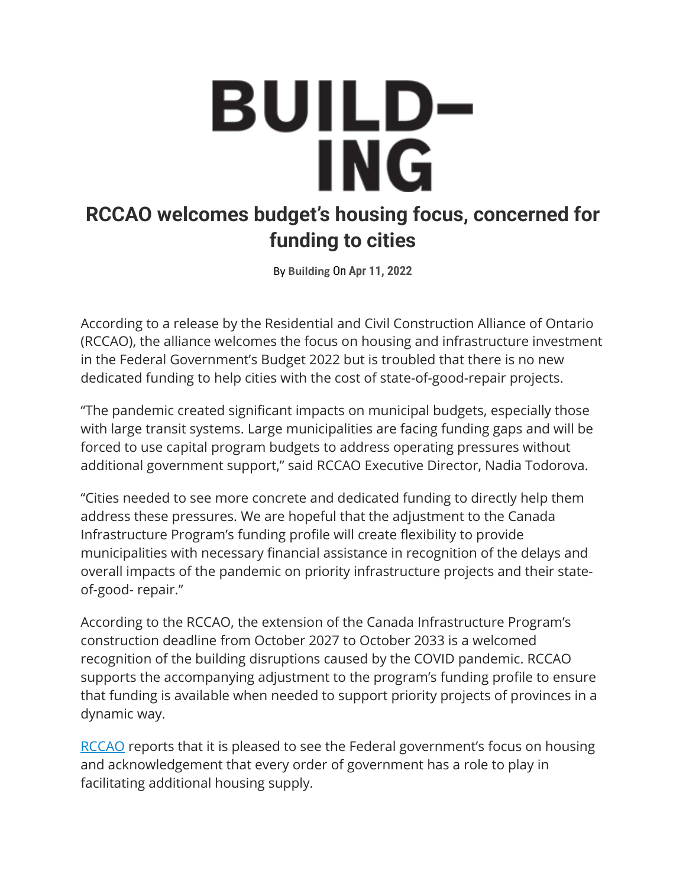# BUILD–ING

## RCCAO welcomes budget's housing focus, concerned for funding to cities

By **Building** On **Apr 11, 2022**

According to a release by the Residential and Civil Construction Alliance of Ontario (RCCAO), the alliance welcomes the focus on housing and infrastructure investment in the Federal Government's Budget 2022 but is troubled that there is no new dedicated funding to help cities with the cost of state-of-good-repair projects.

"The pandemic created significant impacts on municipal budgets, especially those with large transit systems. Large municipalities are facing funding gaps and will be forced to use capital program budgets to address operating pressures without additional government support," said RCCAO Executive Director, Nadia Todorova.

"Cities needed to see more concrete and dedicated funding to directly help them address these pressures. We are hopeful that the adjustment to the Canada Infrastructure Program's funding profile will create flexibility to provide municipalities with necessary financial assistance in recognition of the delays and overall impacts of the pandemic on priority infrastructure projects and their state-of-good- repair."

According to the RCCAO, the extension of the Canada Infrastructure Program's construction deadline from October 2027 to October 2033 is a welcomed recognition of the building disruptions caused by the COVID pandemic. RCCAO supports the accompanying adjustment to the program's funding profile to ensure that funding is available when needed to support priority projects of provinces in a dynamic way.

RCCAO reports that it is pleased to see the Federal government's focus on housing and acknowledgement that every order of government has a role to play in facilitating additional housing supply.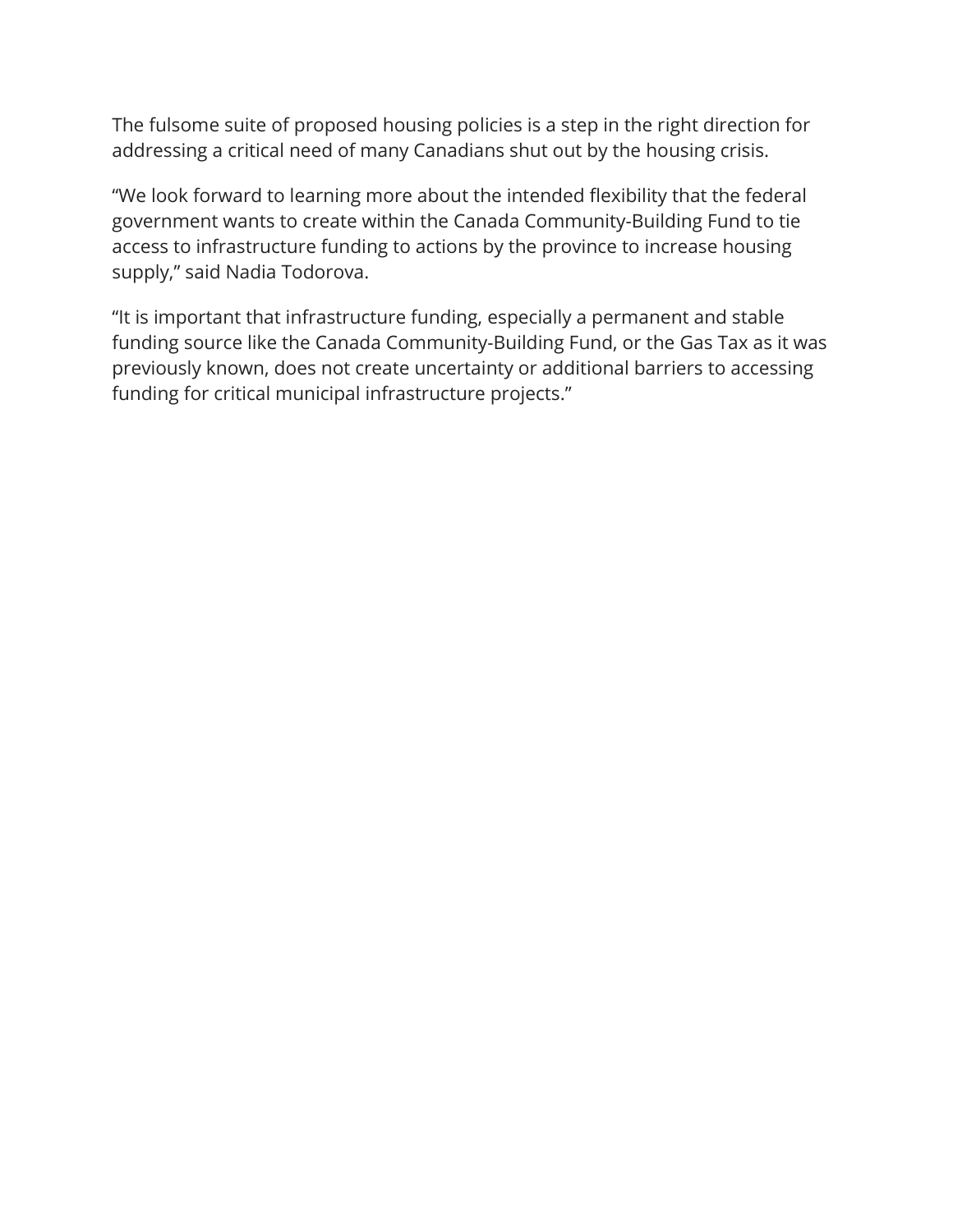The fulsome suite of proposed housing policies is a step in the right direction for addressing a critical need of many Canadians shut out by the housing crisis.

“We look forward to learning more about the intended flexibility that the federal government wants to create within the Canada Community-Building Fund to tie access to infrastructure funding to actions by the province to increase housing supply,” said Nadia Todorova.

“It is important that infrastructure funding, especially a permanent and stable funding source like the Canada Community-Building Fund, or the Gas Tax as it was previously known, does not create uncertainty or additional barriers to accessing funding for critical municipal infrastructure projects.”